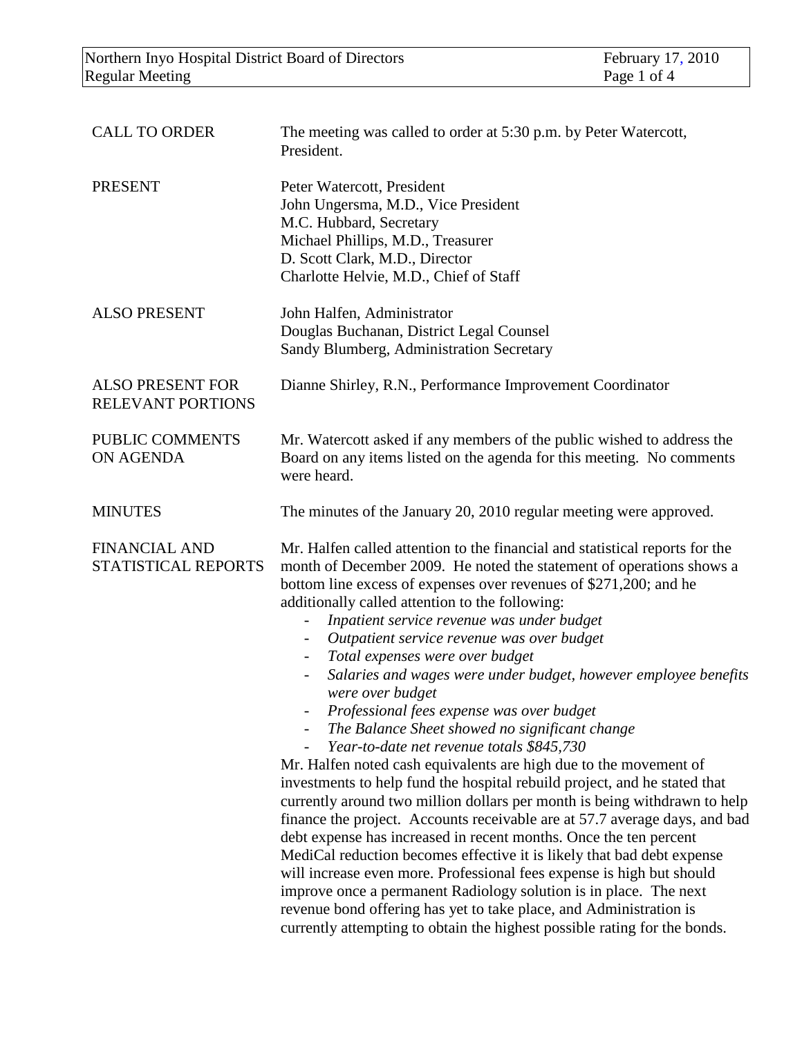| | |
|---|---|
| CALL TO ORDER | The meeting was called to order at 5:30 p.m. by Peter Watercott, President. |
| PRESENT | Peter Watercott, President<br>John Ungersma, M.D., Vice President<br>M.C. Hubbard, Secretary<br>Michael Phillips, M.D., Treasurer<br>D. Scott Clark, M.D., Director<br>Charlotte Helvie, M.D., Chief of Staff |
| ALSO PRESENT | John Halfen, Administrator<br>Douglas Buchanan, District Legal Counsel<br>Sandy Blumberg, Administration Secretary |
| ALSO PRESENT FOR RELEVANT PORTIONS | Dianne Shirley, R.N., Performance Improvement Coordinator |
| PUBLIC COMMENTS ON AGENDA | Mr. Watercott asked if any members of the public wished to address the Board on any items listed on the agenda for this meeting. No comments were heard. |
| MINUTES | The minutes of the January 20, 2010 regular meeting were approved. |

**FINANCIAL AND STATISTICAL REPORTS**

Mr. Halfen called attention to the financial and statistical reports for the month of December 2009. He noted the statement of operations shows a bottom line excess of expenses over revenues of $271,200; and he additionally called attention to the following:

- *Inpatient service revenue was under budget*
- *Outpatient service revenue was over budget*
- *Total expenses were over budget*
- *Salaries and wages were under budget, however employee benefits were over budget*
- *Professional fees expense was over budget*
- *The Balance Sheet showed no significant change*
- *Year-to-date net revenue totals $845,730*

Mr. Halfen noted cash equivalents are high due to the movement of investments to help fund the hospital rebuild project, and he stated that currently around two million dollars per month is being withdrawn to help finance the project. Accounts receivable are at 57.7 average days, and bad debt expense has increased in recent months. Once the ten percent MediCal reduction becomes effective it is likely that bad debt expense will increase even more. Professional fees expense is high but should improve once a permanent Radiology solution is in place. The next revenue bond offering has yet to take place, and Administration is currently attempting to obtain the highest possible rating for the bonds.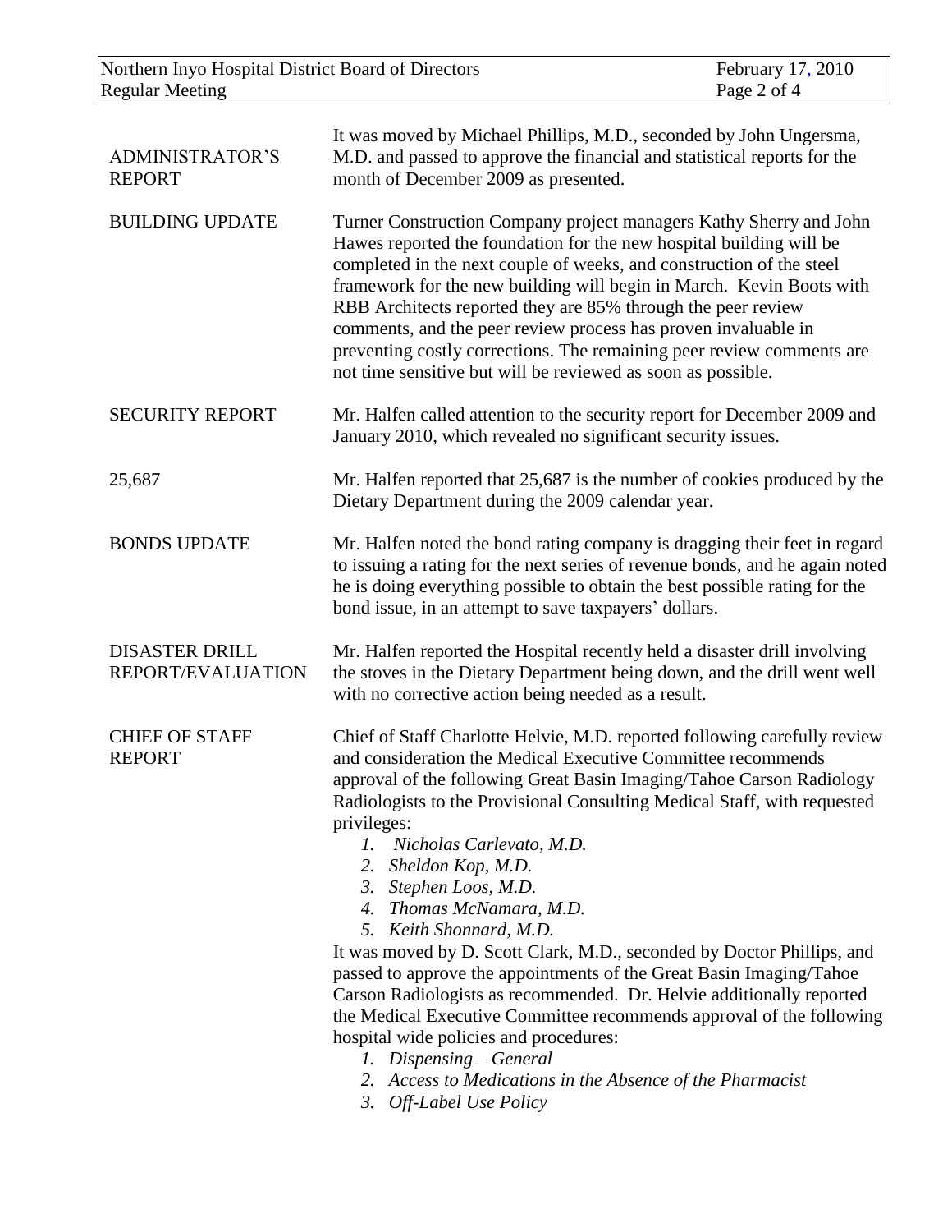**ADMINISTRATOR'S REPORT**

It was moved by Michael Phillips, M.D., seconded by John Ungersma, M.D. and passed to approve the financial and statistical reports for the month of December 2009 as presented.

**BUILDING UPDATE**

Turner Construction Company project managers Kathy Sherry and John Hawes reported the foundation for the new hospital building will be completed in the next couple of weeks, and construction of the steel framework for the new building will begin in March. Kevin Boots with RBB Architects reported they are 85% through the peer review comments, and the peer review process has proven invaluable in preventing costly corrections. The remaining peer review comments are not time sensitive but will be reviewed as soon as possible.

**SECURITY REPORT**

Mr. Halfen called attention to the security report for December 2009 and January 2010, which revealed no significant security issues.

**25,687**

Mr. Halfen reported that 25,687 is the number of cookies produced by the Dietary Department during the 2009 calendar year.

**BONDS UPDATE**

Mr. Halfen noted the bond rating company is dragging their feet in regard to issuing a rating for the next series of revenue bonds, and he again noted he is doing everything possible to obtain the best possible rating for the bond issue, in an attempt to save taxpayers' dollars.

**DISASTER DRILL REPORT/EVALUATION**

Mr. Halfen reported the Hospital recently held a disaster drill involving the stoves in the Dietary Department being down, and the drill went well with no corrective action being needed as a result.

**CHIEF OF STAFF REPORT**

Chief of Staff Charlotte Helvie, M.D. reported following carefully review and consideration the Medical Executive Committee recommends approval of the following Great Basin Imaging/Tahoe Carson Radiology Radiologists to the Provisional Consulting Medical Staff, with requested privileges:

1. *Nicholas Carlevato, M.D.*
2. *Sheldon Kop, M.D.*
3. *Stephen Loos, M.D.*
4. *Thomas McNamara, M.D.*
5. *Keith Shonnard, M.D.*

It was moved by D. Scott Clark, M.D., seconded by Doctor Phillips, and passed to approve the appointments of the Great Basin Imaging/Tahoe Carson Radiologists as recommended. Dr. Helvie additionally reported the Medical Executive Committee recommends approval of the following hospital wide policies and procedures:

1. *Dispensing – General*
2. *Access to Medications in the Absence of the Pharmacist*
3. *Off-Label Use Policy*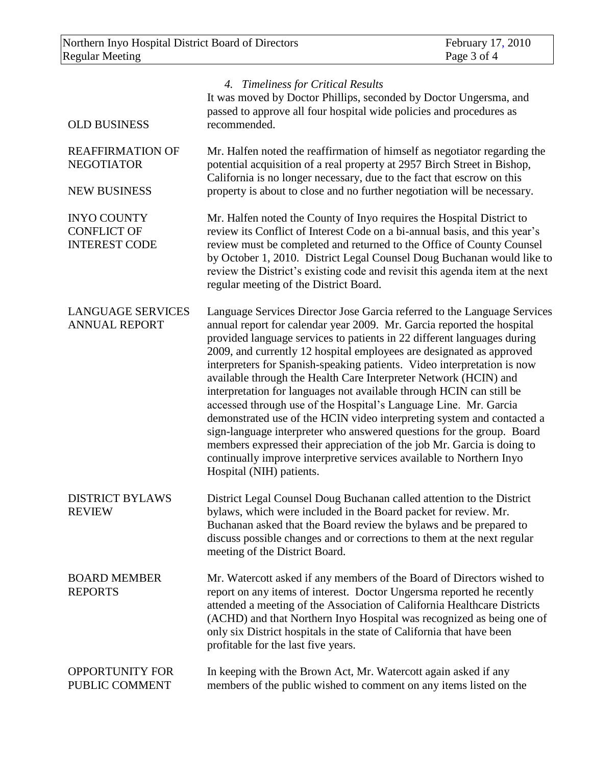*4. Timeliness for Critical Results*

It was moved by Doctor Phillips, seconded by Doctor Ungersma, and passed to approve all four hospital wide policies and procedures as recommended.

**OLD BUSINESS**

**REAFFIRMATION OF NEGOTIATOR**

Mr. Halfen noted the reaffirmation of himself as negotiator regarding the potential acquisition of a real property at 2957 Birch Street in Bishop, California is no longer necessary, due to the fact that escrow on this property is about to close and no further negotiation will be necessary.

**NEW BUSINESS**

**INYO COUNTY CONFLICT OF INTEREST CODE**

Mr. Halfen noted the County of Inyo requires the Hospital District to review its Conflict of Interest Code on a bi-annual basis, and this year's review must be completed and returned to the Office of County Counsel by October 1, 2010. District Legal Counsel Doug Buchanan would like to review the District's existing code and revisit this agenda item at the next regular meeting of the District Board.

**LANGUAGE SERVICES ANNUAL REPORT**

Language Services Director Jose Garcia referred to the Language Services annual report for calendar year 2009. Mr. Garcia reported the hospital provided language services to patients in 22 different languages during 2009, and currently 12 hospital employees are designated as approved interpreters for Spanish-speaking patients. Video interpretation is now available through the Health Care Interpreter Network (HCIN) and interpretation for languages not available through HCIN can still be accessed through use of the Hospital's Language Line. Mr. Garcia demonstrated use of the HCIN video interpreting system and contacted a sign-language interpreter who answered questions for the group. Board members expressed their appreciation of the job Mr. Garcia is doing to continually improve interpretive services available to Northern Inyo Hospital (NIH) patients.

**DISTRICT BYLAWS REVIEW**

District Legal Counsel Doug Buchanan called attention to the District bylaws, which were included in the Board packet for review. Mr. Buchanan asked that the Board review the bylaws and be prepared to discuss possible changes and or corrections to them at the next regular meeting of the District Board.

**BOARD MEMBER REPORTS**

Mr. Watercott asked if any members of the Board of Directors wished to report on any items of interest. Doctor Ungersma reported he recently attended a meeting of the Association of California Healthcare Districts (ACHD) and that Northern Inyo Hospital was recognized as being one of only six District hospitals in the state of California that have been profitable for the last five years.

**OPPORTUNITY FOR PUBLIC COMMENT**

In keeping with the Brown Act, Mr. Watercott again asked if any members of the public wished to comment on any items listed on the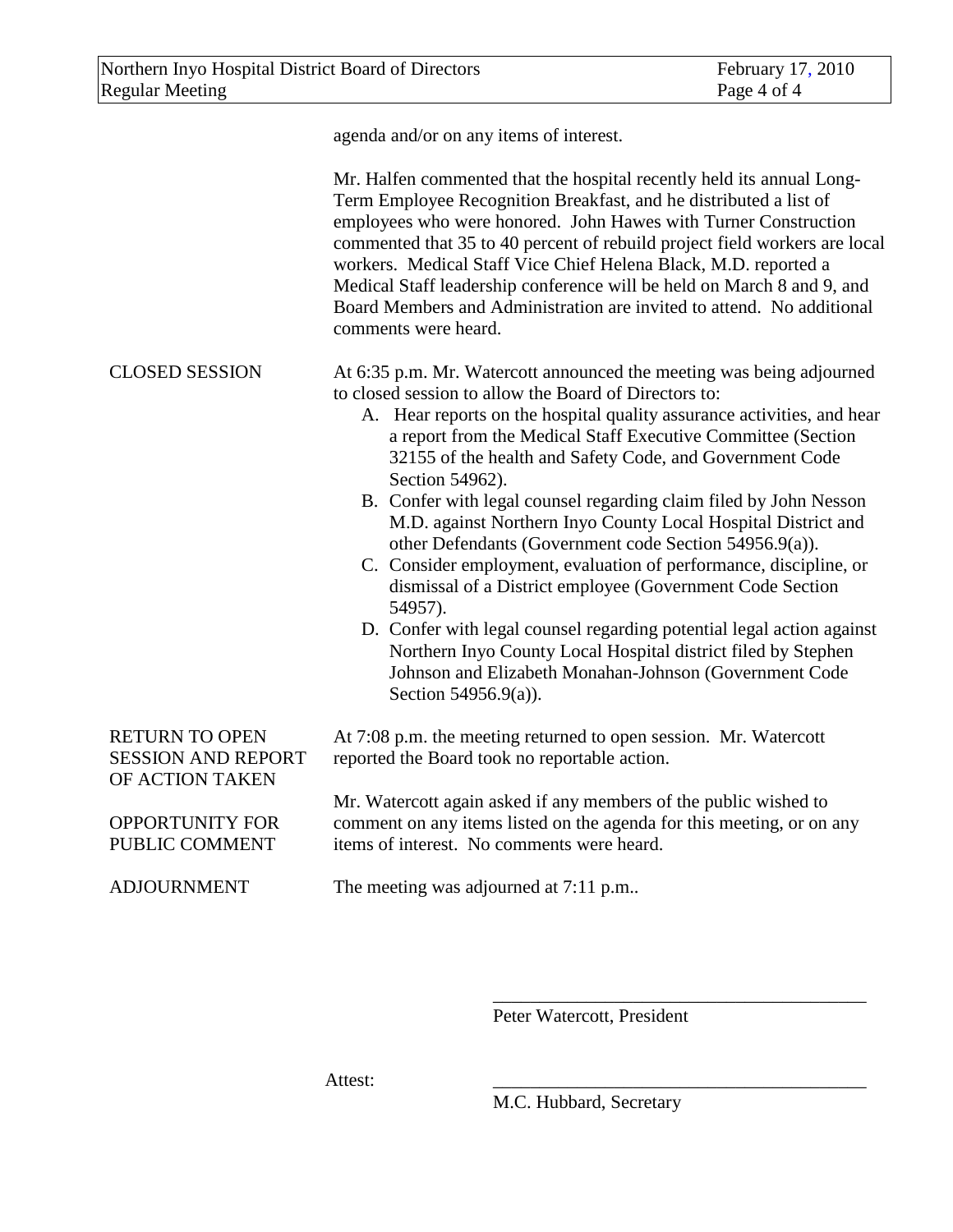agenda and/or on any items of interest.

Mr. Halfen commented that the hospital recently held its annual Long-Term Employee Recognition Breakfast, and he distributed a list of employees who were honored. John Hawes with Turner Construction commented that 35 to 40 percent of rebuild project field workers are local workers. Medical Staff Vice Chief Helena Black, M.D. reported a Medical Staff leadership conference will be held on March 8 and 9, and Board Members and Administration are invited to attend. No additional comments were heard.

**CLOSED SESSION**

At 6:35 p.m. Mr. Watercott announced the meeting was being adjourned to closed session to allow the Board of Directors to:

A. Hear reports on the hospital quality assurance activities, and hear a report from the Medical Staff Executive Committee (Section 32155 of the health and Safety Code, and Government Code Section 54962).
B. Confer with legal counsel regarding claim filed by John Nesson M.D. against Northern Inyo County Local Hospital District and other Defendants (Government code Section 54956.9(a)).
C. Consider employment, evaluation of performance, discipline, or dismissal of a District employee (Government Code Section 54957).
D. Confer with legal counsel regarding potential legal action against Northern Inyo County Local Hospital district filed by Stephen Johnson and Elizabeth Monahan-Johnson (Government Code Section 54956.9(a)).

**RETURN TO OPEN SESSION AND REPORT OF ACTION TAKEN**

At 7:08 p.m. the meeting returned to open session. Mr. Watercott reported the Board took no reportable action.

**OPPORTUNITY FOR PUBLIC COMMENT**

Mr. Watercott again asked if any members of the public wished to comment on any items listed on the agenda for this meeting, or on any items of interest. No comments were heard.

**ADJOURNMENT**

The meeting was adjourned at 7:11 p.m..

\_\_\_\_\_\_\_\_\_\_\_\_\_\_\_\_\_\_\_\_\_\_\_\_\_\_\_\_\_\_\_\_\_\_\_\_\_\_\_\_
Peter Watercott, President

Attest: \_\_\_\_\_\_\_\_\_\_\_\_\_\_\_\_\_\_\_\_\_\_\_\_\_\_\_\_\_\_\_\_\_\_\_\_\_\_\_\_
M.C. Hubbard, Secretary